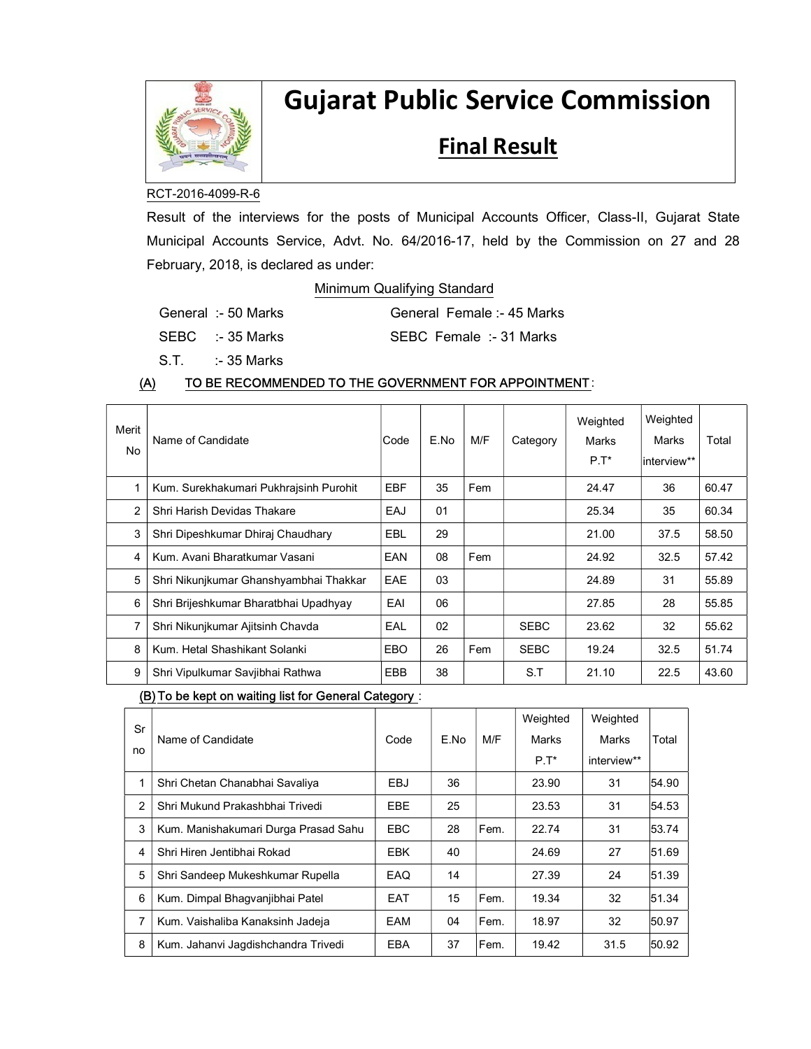# Gujarat Public Service Commission

## Final Result

RCT-2016-4099-R-6

Result of the interviews for the posts of Municipal Accounts Officer, Class-II, Gujarat State Municipal Accounts Service, Advt. No. 64/2016-17, held by the Commission on 27 and 28 February, 2018, is declared as under:

Minimum Qualifying Standard

General :- 50 Marks &nbsp;&nbsp;&nbsp;&nbsp; General Female :- 45 Marks

SEBC :- 35 Marks &nbsp;&nbsp;&nbsp;&nbsp; SEBC Female :- 31 Marks

S.T. :- 35 Marks

(A) TO BE RECOMMENDED TO THE GOVERNMENT FOR APPOINTMENT:

| Merit No | Name of Candidate | Code | E.No | M/F | Category | Weighted Marks P.T* | Weighted Marks interview** | Total |
|---|---|---|---|---|---|---|---|---|
| 1 | Kum. Surekhakumari Pukhrajsinh Purohit | EBF | 35 | Fem | | 24.47 | 36 | 60.47 |
| 2 | Shri Harish Devidas Thakare | EAJ | 01 | | | 25.34 | 35 | 60.34 |
| 3 | Shri Dipeshkumar Dhiraj Chaudhary | EBL | 29 | | | 21.00 | 37.5 | 58.50 |
| 4 | Kum. Avani Bharatkumar Vasani | EAN | 08 | Fem | | 24.92 | 32.5 | 57.42 |
| 5 | Shri Nikunjkumar Ghanshyambhai Thakkar | EAE | 03 | | | 24.89 | 31 | 55.89 |
| 6 | Shri Brijeshkumar Bharatbhai Upadhyay | EAI | 06 | | | 27.85 | 28 | 55.85 |
| 7 | Shri Nikunjkumar Ajitsinh Chavda | EAL | 02 | | SEBC | 23.62 | 32 | 55.62 |
| 8 | Kum. Hetal Shashikant Solanki | EBO | 26 | Fem | SEBC | 19.24 | 32.5 | 51.74 |
| 9 | Shri Vipulkumar Savjibhai Rathwa | EBB | 38 | | S.T | 21.10 | 22.5 | 43.60 |

(B) To be kept on waiting list for General Category :

| Sr no | Name of Candidate | Code | E.No | M/F | Weighted Marks P.T* | Weighted Marks interview** | Total |
|---|---|---|---|---|---|---|---|
| 1 | Shri Chetan Chanabhai Savaliya | EBJ | 36 | | 23.90 | 31 | 54.90 |
| 2 | Shri Mukund Prakashbhai Trivedi | EBE | 25 | | 23.53 | 31 | 54.53 |
| 3 | Kum. Manishakumari Durga Prasad Sahu | EBC | 28 | Fem. | 22.74 | 31 | 53.74 |
| 4 | Shri Hiren Jentibhai Rokad | EBK | 40 | | 24.69 | 27 | 51.69 |
| 5 | Shri Sandeep Mukeshkumar Rupella | EAQ | 14 | | 27.39 | 24 | 51.39 |
| 6 | Kum. Dimpal Bhagvanjibhai Patel | EAT | 15 | Fem. | 19.34 | 32 | 51.34 |
| 7 | Kum. Vaishaliba Kanaksinh Jadeja | EAM | 04 | Fem. | 18.97 | 32 | 50.97 |
| 8 | Kum. Jahanvi Jagdishchandra Trivedi | EBA | 37 | Fem. | 19.42 | 31.5 | 50.92 |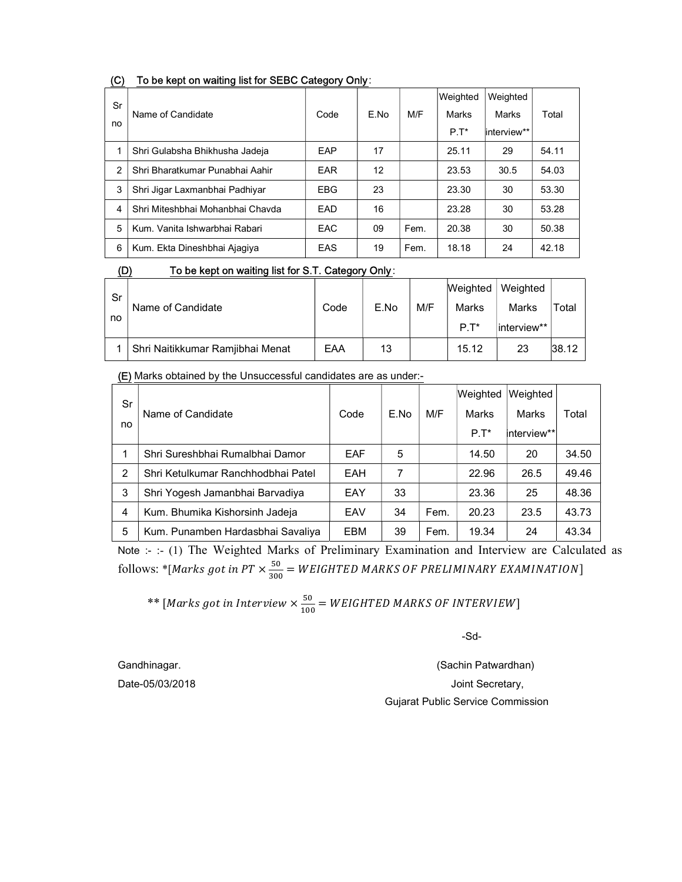(C) To be kept on waiting list for SEBC Category Only:

| Sr no | Name of Candidate | Code | E.No | M/F | Weighted Marks P.T* | Weighted Marks interview** | Total |
|---|---|---|---|---|---|---|---|
| 1 | Shri Gulabsha Bhikhusha Jadeja | EAP | 17 | | 25.11 | 29 | 54.11 |
| 2 | Shri Bharatkumar Punabhai Aahir | EAR | 12 | | 23.53 | 30.5 | 54.03 |
| 3 | Shri Jigar Laxmanbhai Padhiyar | EBG | 23 | | 23.30 | 30 | 53.30 |
| 4 | Shri Miteshbhai Mohanbhai Chavda | EAD | 16 | | 23.28 | 30 | 53.28 |
| 5 | Kum. Vanita Ishwarbhai Rabari | EAC | 09 | Fem. | 20.38 | 30 | 50.38 |
| 6 | Kum. Ekta Dineshbhai Ajagiya | EAS | 19 | Fem. | 18.18 | 24 | 42.18 |

(D) To be kept on waiting list for S.T. Category Only:

| Sr no | Name of Candidate | Code | E.No | M/F | Weighted Marks P.T* | Weighted Marks interview** | Total |
|---|---|---|---|---|---|---|---|
| 1 | Shri Naitikkumar Ramjibhai Menat | EAA | 13 | | 15.12 | 23 | 38.12 |

(E) Marks obtained by the Unsuccessful candidates are as under:-

| Sr no | Name of Candidate | Code | E.No | M/F | Weighted Marks P.T* | Weighted Marks interview** | Total |
|---|---|---|---|---|---|---|---|
| 1 | Shri Sureshbhai Rumalbhai Damor | EAF | 5 | | 14.50 | 20 | 34.50 |
| 2 | Shri Ketulkumar Ranchhodbhai Patel | EAH | 7 | | 22.96 | 26.5 | 49.46 |
| 3 | Shri Yogesh Jamanbhai Barvadiya | EAY | 33 | | 23.36 | 25 | 48.36 |
| 4 | Kum. Bhumika Kishorsinh Jadeja | EAV | 34 | Fem. | 20.23 | 23.5 | 43.73 |
| 5 | Kum. Punamben Hardasbhai Savaliya | EBM | 39 | Fem. | 19.34 | 24 | 43.34 |

Note :- :- (1) The Weighted Marks of Preliminary Examination and Interview are Calculated as follows: *$[Marks\ got\ in\ PT \times \frac{50}{300} = WEIGHTED\ MARKS\ OF\ PRELIMINARY\ EXAMINATION]$

** $[Marks\ got\ in\ Interview \times \frac{50}{100} = WEIGHTED\ MARKS\ OF\ INTERVIEW]$

-Sd-

(Sachin Patwardhan)
Joint Secretary,
Gujarat Public Service Commission

Gandhinagar.
Date-05/03/2018